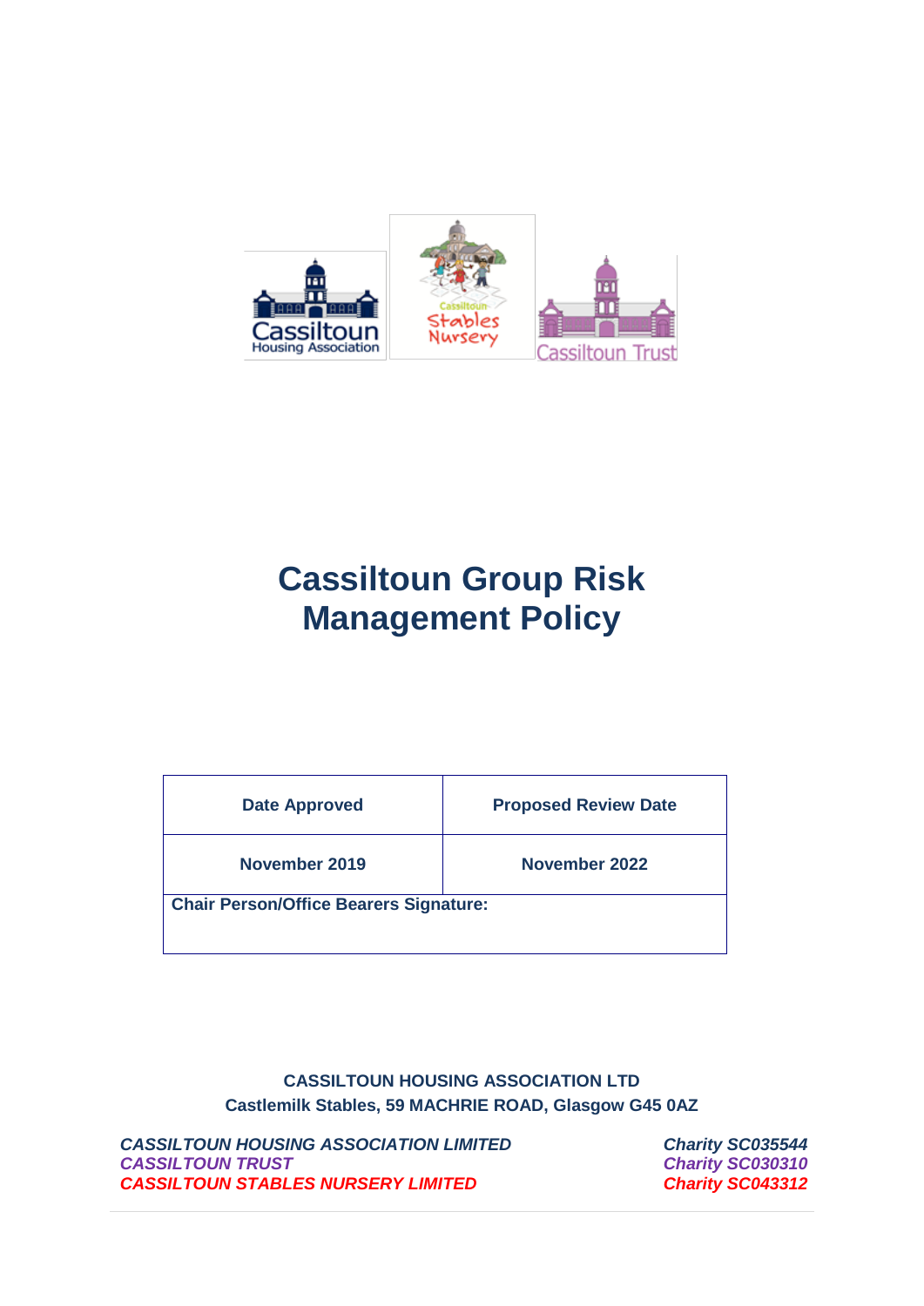# Cassiltoun Group Risk Management Policy

| Date Approved | Proposed Review Date |
|---|---|
| November 2019 | November 2022 |
| **Chair Person/Office Bearers Signature:** | |

**CASSILTOUN HOUSING ASSOCIATION LTD**
**Castlemilk Stables, 59 MACHRIE ROAD, Glasgow G45 0AZ**

***CASSILTOUN HOUSING ASSOCIATION LIMITED*** — ***Charity SC035544***
***CASSILTOUN TRUST*** — ***Charity SC030310***
***CASSILTOUN STABLES NURSERY LIMITED*** — ***Charity SC043312***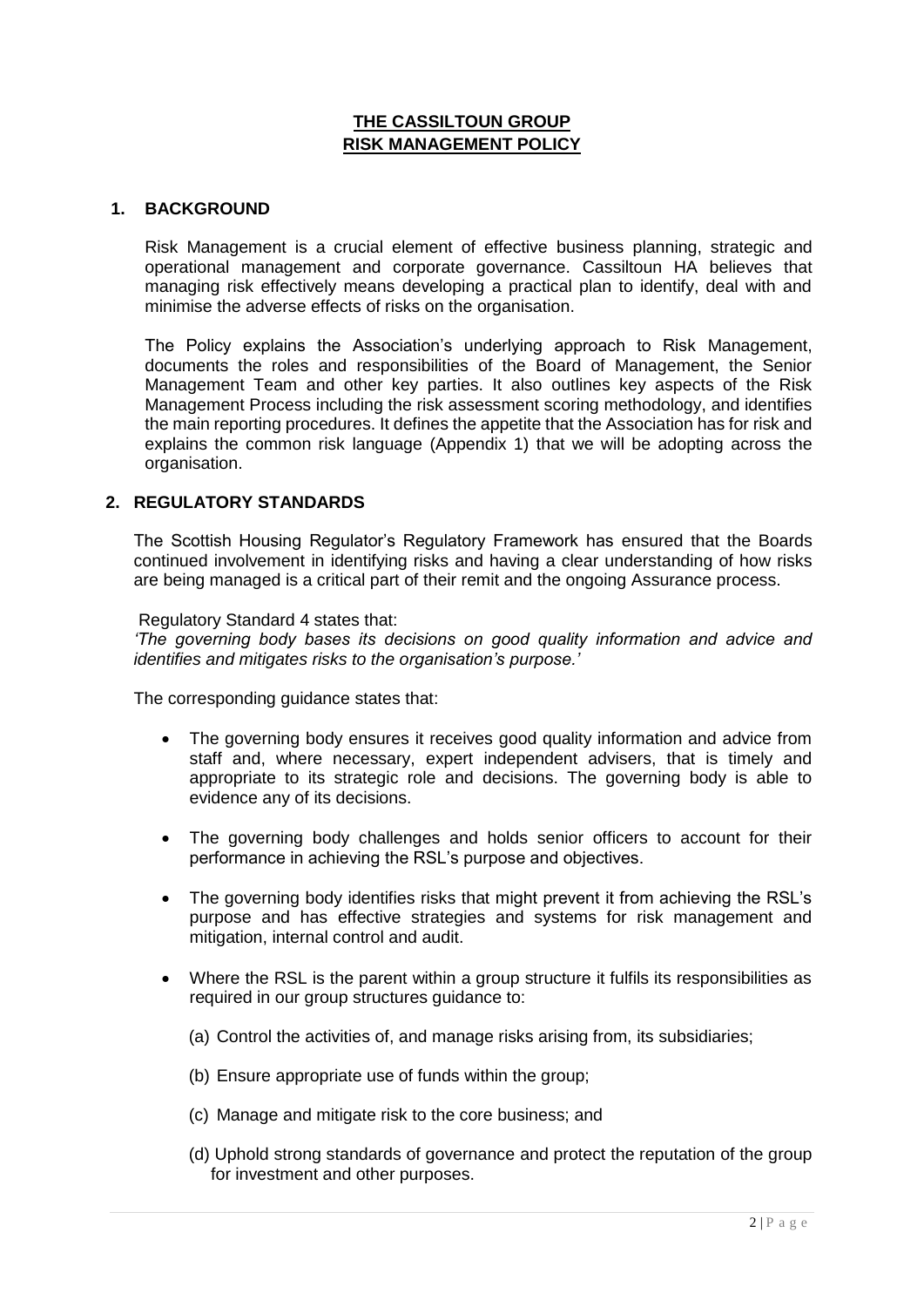# THE CASSILTOUN GROUP
# RISK MANAGEMENT POLICY

## 1. BACKGROUND

Risk Management is a crucial element of effective business planning, strategic and operational management and corporate governance. Cassiltoun HA believes that managing risk effectively means developing a practical plan to identify, deal with and minimise the adverse effects of risks on the organisation.

The Policy explains the Association's underlying approach to Risk Management, documents the roles and responsibilities of the Board of Management, the Senior Management Team and other key parties. It also outlines key aspects of the Risk Management Process including the risk assessment scoring methodology, and identifies the main reporting procedures. It defines the appetite that the Association has for risk and explains the common risk language (Appendix 1) that we will be adopting across the organisation.

## 2. REGULATORY STANDARDS

The Scottish Housing Regulator's Regulatory Framework has ensured that the Boards continued involvement in identifying risks and having a clear understanding of how risks are being managed is a critical part of their remit and the ongoing Assurance process.

Regulatory Standard 4 states that:

*'The governing body bases its decisions on good quality information and advice and identifies and mitigates risks to the organisation's purpose.'*

The corresponding guidance states that:

- The governing body ensures it receives good quality information and advice from staff and, where necessary, expert independent advisers, that is timely and appropriate to its strategic role and decisions. The governing body is able to evidence any of its decisions.
- The governing body challenges and holds senior officers to account for their performance in achieving the RSL's purpose and objectives.
- The governing body identifies risks that might prevent it from achieving the RSL's purpose and has effective strategies and systems for risk management and mitigation, internal control and audit.
- Where the RSL is the parent within a group structure it fulfils its responsibilities as required in our group structures guidance to:
  - (a) Control the activities of, and manage risks arising from, its subsidiaries;
  - (b) Ensure appropriate use of funds within the group;
  - (c) Manage and mitigate risk to the core business; and
  - (d) Uphold strong standards of governance and protect the reputation of the group for investment and other purposes.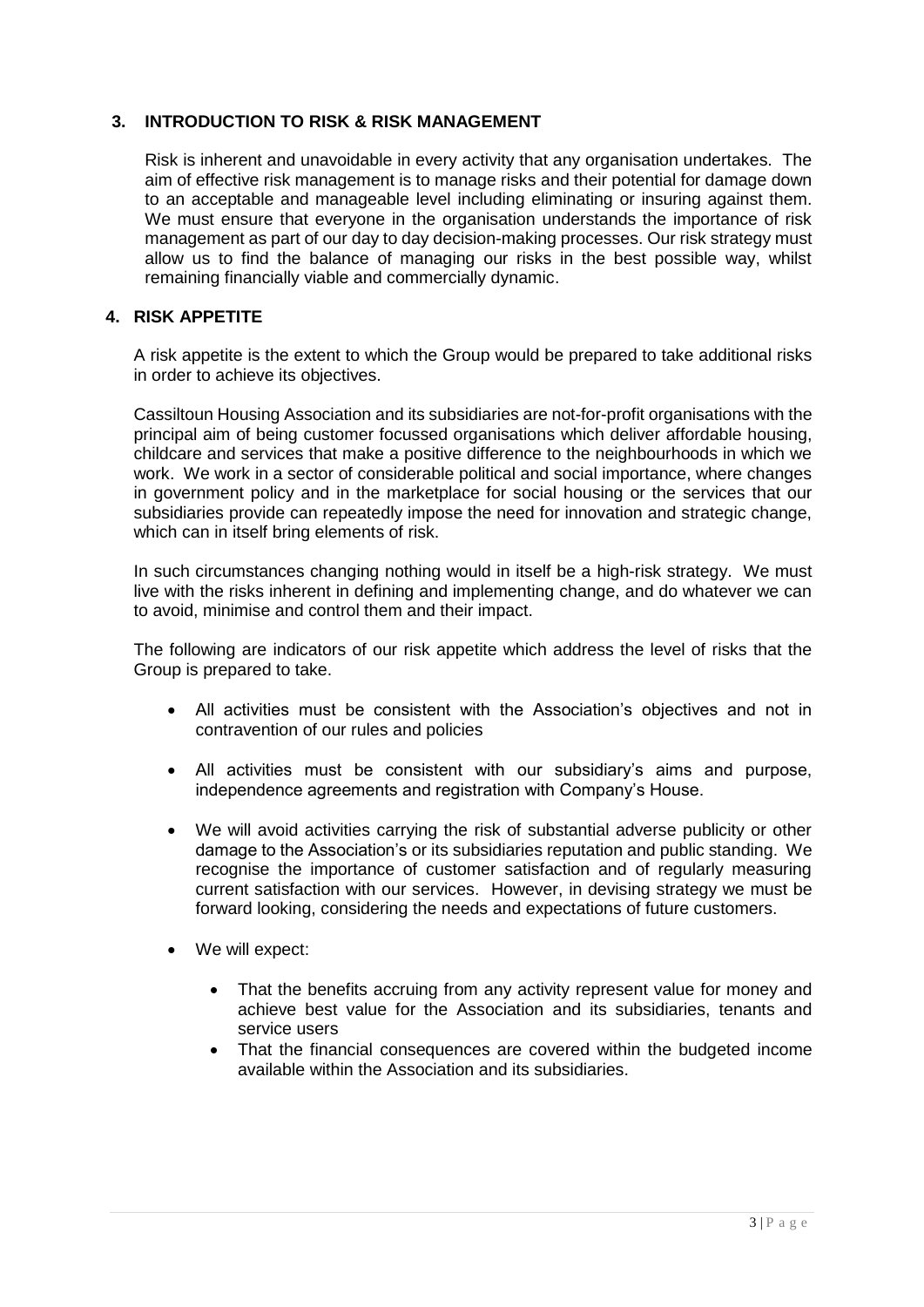## 3. INTRODUCTION TO RISK & RISK MANAGEMENT

Risk is inherent and unavoidable in every activity that any organisation undertakes. The aim of effective risk management is to manage risks and their potential for damage down to an acceptable and manageable level including eliminating or insuring against them. We must ensure that everyone in the organisation understands the importance of risk management as part of our day to day decision-making processes. Our risk strategy must allow us to find the balance of managing our risks in the best possible way, whilst remaining financially viable and commercially dynamic.

## 4. RISK APPETITE

A risk appetite is the extent to which the Group would be prepared to take additional risks in order to achieve its objectives.

Cassiltoun Housing Association and its subsidiaries are not-for-profit organisations with the principal aim of being customer focussed organisations which deliver affordable housing, childcare and services that make a positive difference to the neighbourhoods in which we work. We work in a sector of considerable political and social importance, where changes in government policy and in the marketplace for social housing or the services that our subsidiaries provide can repeatedly impose the need for innovation and strategic change, which can in itself bring elements of risk.

In such circumstances changing nothing would in itself be a high-risk strategy. We must live with the risks inherent in defining and implementing change, and do whatever we can to avoid, minimise and control them and their impact.

The following are indicators of our risk appetite which address the level of risks that the Group is prepared to take.

- All activities must be consistent with the Association's objectives and not in contravention of our rules and policies
- All activities must be consistent with our subsidiary's aims and purpose, independence agreements and registration with Company's House.
- We will avoid activities carrying the risk of substantial adverse publicity or other damage to the Association's or its subsidiaries reputation and public standing. We recognise the importance of customer satisfaction and of regularly measuring current satisfaction with our services. However, in devising strategy we must be forward looking, considering the needs and expectations of future customers.
- We will expect:
    - That the benefits accruing from any activity represent value for money and achieve best value for the Association and its subsidiaries, tenants and service users
    - That the financial consequences are covered within the budgeted income available within the Association and its subsidiaries.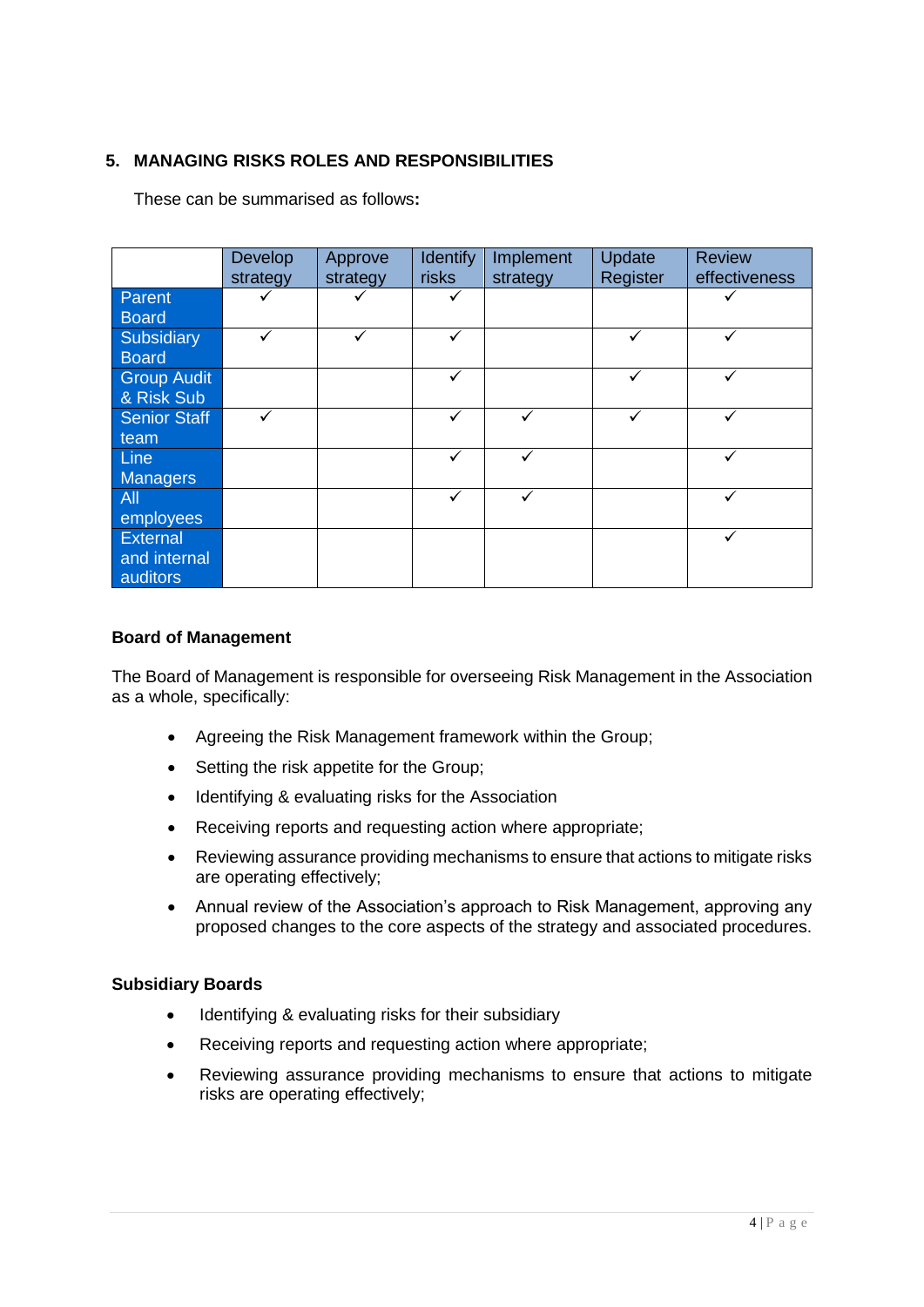## 5. MANAGING RISKS ROLES AND RESPONSIBILITIES

These can be summarised as follows**:**

| | Develop strategy | Approve strategy | Identify risks | Implement strategy | Update Register | Review effectiveness |
|---|---|---|---|---|---|---|
| Parent Board | ✓ | ✓ | ✓ | | | ✓ |
| Subsidiary Board | ✓ | ✓ | ✓ | | ✓ | ✓ |
| Group Audit & Risk Sub | | | ✓ | | ✓ | ✓ |
| Senior Staff team | ✓ | | ✓ | ✓ | ✓ | ✓ |
| Line Managers | | | ✓ | ✓ | | ✓ |
| All employees | | | ✓ | ✓ | | ✓ |
| External and internal auditors | | | | | | ✓ |

**Board of Management**

The Board of Management is responsible for overseeing Risk Management in the Association as a whole, specifically:

- Agreeing the Risk Management framework within the Group;
- Setting the risk appetite for the Group;
- Identifying & evaluating risks for the Association
- Receiving reports and requesting action where appropriate;
- Reviewing assurance providing mechanisms to ensure that actions to mitigate risks are operating effectively;
- Annual review of the Association's approach to Risk Management, approving any proposed changes to the core aspects of the strategy and associated procedures.

**Subsidiary Boards**

- Identifying & evaluating risks for their subsidiary
- Receiving reports and requesting action where appropriate;
- Reviewing assurance providing mechanisms to ensure that actions to mitigate risks are operating effectively;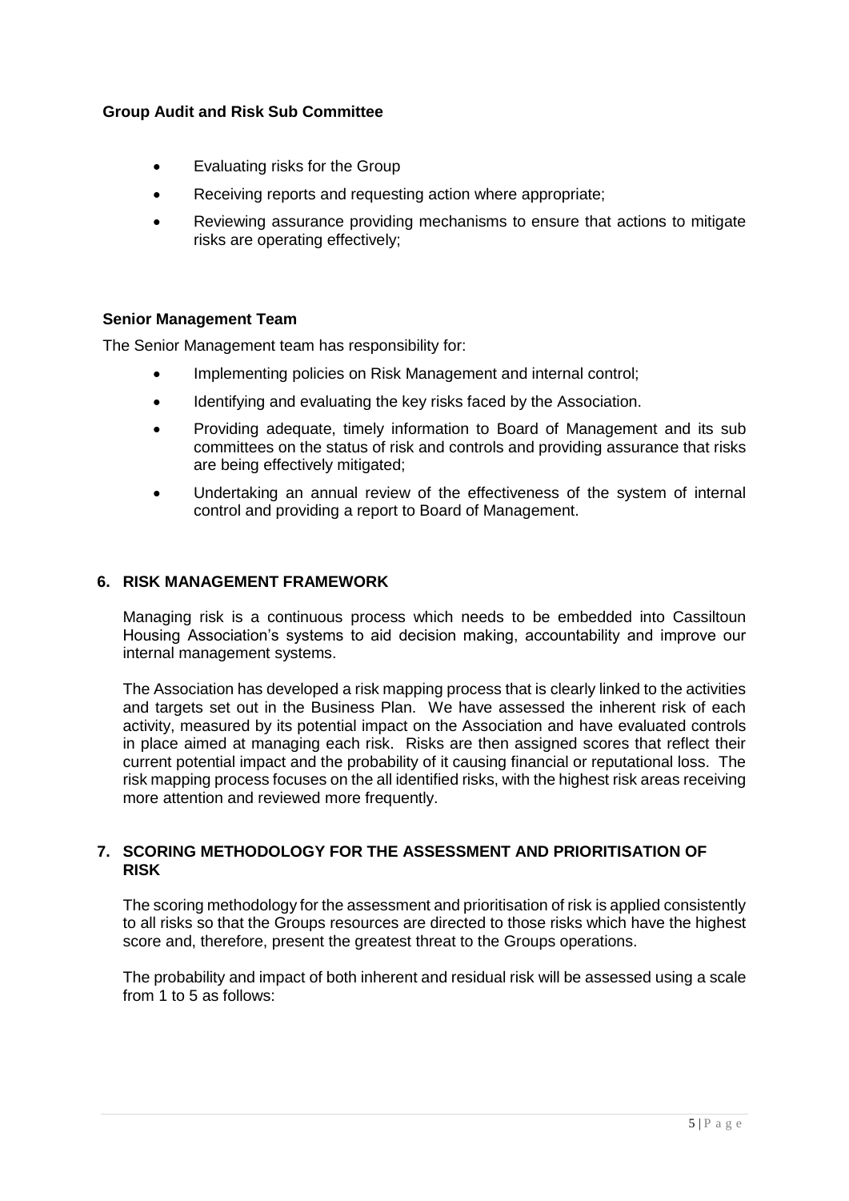**Group Audit and Risk Sub Committee**

- Evaluating risks for the Group
- Receiving reports and requesting action where appropriate;
- Reviewing assurance providing mechanisms to ensure that actions to mitigate risks are operating effectively;

**Senior Management Team**

The Senior Management team has responsibility for:

- Implementing policies on Risk Management and internal control;
- Identifying and evaluating the key risks faced by the Association.
- Providing adequate, timely information to Board of Management and its sub committees on the status of risk and controls and providing assurance that risks are being effectively mitigated;
- Undertaking an annual review of the effectiveness of the system of internal control and providing a report to Board of Management.

## 6. RISK MANAGEMENT FRAMEWORK

Managing risk is a continuous process which needs to be embedded into Cassiltoun Housing Association's systems to aid decision making, accountability and improve our internal management systems.

The Association has developed a risk mapping process that is clearly linked to the activities and targets set out in the Business Plan. We have assessed the inherent risk of each activity, measured by its potential impact on the Association and have evaluated controls in place aimed at managing each risk. Risks are then assigned scores that reflect their current potential impact and the probability of it causing financial or reputational loss. The risk mapping process focuses on the all identified risks, with the highest risk areas receiving more attention and reviewed more frequently.

## 7. SCORING METHODOLOGY FOR THE ASSESSMENT AND PRIORITISATION OF RISK

The scoring methodology for the assessment and prioritisation of risk is applied consistently to all risks so that the Groups resources are directed to those risks which have the highest score and, therefore, present the greatest threat to the Groups operations.

The probability and impact of both inherent and residual risk will be assessed using a scale from 1 to 5 as follows: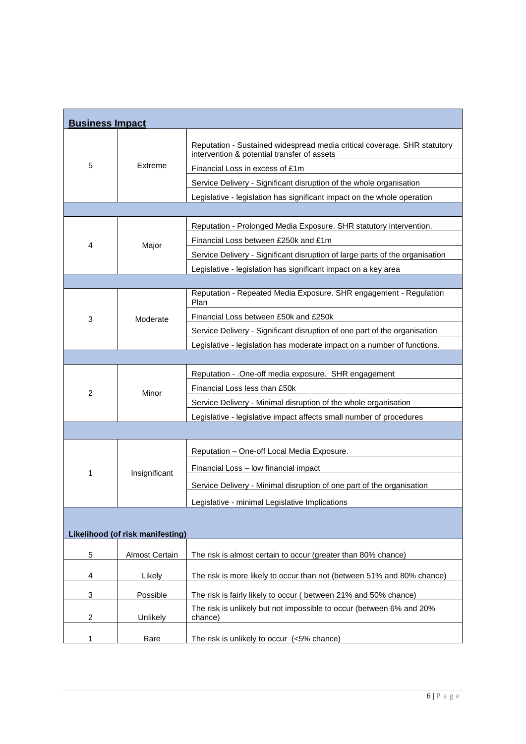| **Business Impact** | | |
|---|---|---|
| 5 | Extreme | Reputation - Sustained widespread media critical coverage. SHR statutory intervention & potential transfer of assets |
| | | Financial Loss in excess of £1m |
| | | Service Delivery - Significant disruption of the whole organisation |
| | | Legislative - legislation has significant impact on the whole operation |
| | | |
| 4 | Major | Reputation - Prolonged Media Exposure. SHR statutory intervention. |
| | | Financial Loss between £250k and £1m |
| | | Service Delivery - Significant disruption of large parts of the organisation |
| | | Legislative - legislation has significant impact on a key area |
| | | |
| 3 | Moderate | Reputation - Repeated Media Exposure. SHR engagement - Regulation Plan |
| | | Financial Loss between £50k and £250k |
| | | Service Delivery - Significant disruption of one part of the organisation |
| | | Legislative - legislation has moderate impact on a number of functions. |
| | | |
| 2 | Minor | Reputation - .One-off media exposure. SHR engagement |
| | | Financial Loss less than £50k |
| | | Service Delivery - Minimal disruption of the whole organisation |
| | | Legislative - legislative impact affects small number of procedures |
| | | |
| 1 | Insignificant | Reputation – One-off Local Media Exposure. |
| | | Financial Loss – low financial impact |
| | | Service Delivery - Minimal disruption of one part of the organisation |
| | | Legislative - minimal Legislative Implications |
| **Likelihood (of risk manifesting)** | | |
| 5 | Almost Certain | The risk is almost certain to occur (greater than 80% chance) |
| 4 | Likely | The risk is more likely to occur than not (between 51% and 80% chance) |
| 3 | Possible | The risk is fairly likely to occur ( between 21% and 50% chance) |
| 2 | Unlikely | The risk is unlikely but not impossible to occur (between 6% and 20% chance) |
| 1 | Rare | The risk is unlikely to occur (<5% chance) |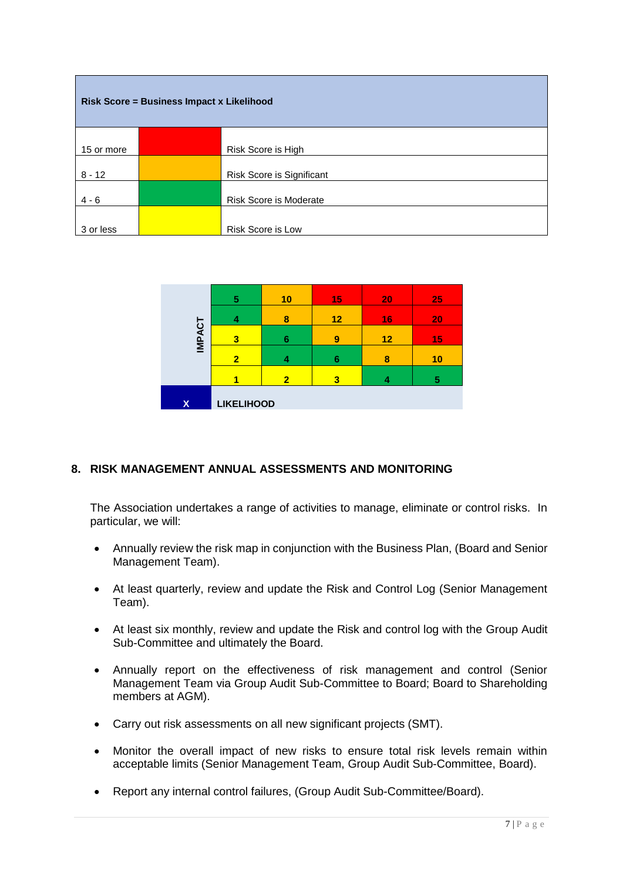| Risk Score = Business Impact x Likelihood | | |
|---|---|---|
| 15 or more | | Risk Score is High |
| 8 - 12 | | Risk Score is Significant |
| 4 - 6 | | Risk Score is Moderate |
| 3 or less | | Risk Score is Low |

| IMPACT | | | | | |
|---|---|---|---|---|---|
| | 5 | 10 | 15 | 20 | 25 |
| | 4 | 8 | 12 | 16 | 20 |
| | 3 | 6 | 9 | 12 | 15 |
| | 2 | 4 | 6 | 8 | 10 |
| | 1 | 2 | 3 | 4 | 5 |
| X | LIKELIHOOD | | | | |

## 8. RISK MANAGEMENT ANNUAL ASSESSMENTS AND MONITORING

The Association undertakes a range of activities to manage, eliminate or control risks. In particular, we will:

- Annually review the risk map in conjunction with the Business Plan, (Board and Senior Management Team).
- At least quarterly, review and update the Risk and Control Log (Senior Management Team).
- At least six monthly, review and update the Risk and control log with the Group Audit Sub-Committee and ultimately the Board.
- Annually report on the effectiveness of risk management and control (Senior Management Team via Group Audit Sub-Committee to Board; Board to Shareholding members at AGM).
- Carry out risk assessments on all new significant projects (SMT).
- Monitor the overall impact of new risks to ensure total risk levels remain within acceptable limits (Senior Management Team, Group Audit Sub-Committee, Board).
- Report any internal control failures, (Group Audit Sub-Committee/Board).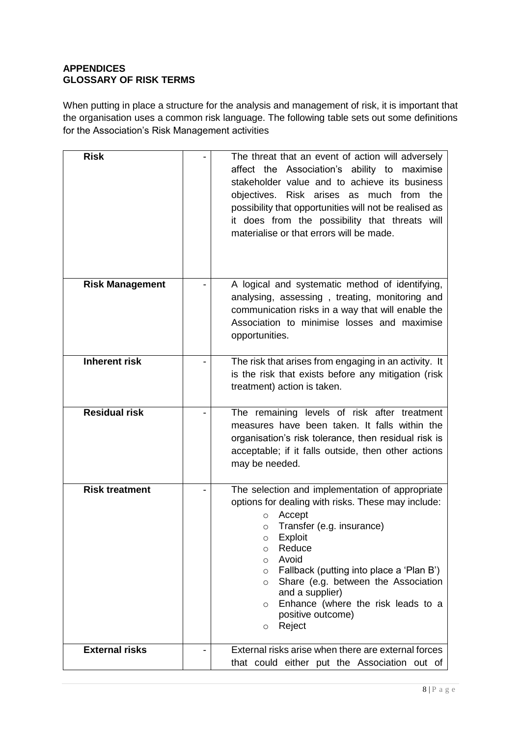## APPENDICES
## GLOSSARY OF RISK TERMS

When putting in place a structure for the analysis and management of risk, it is important that the organisation uses a common risk language. The following table sets out some definitions for the Association's Risk Management activities

| | | |
|---|---|---|
| **Risk** | - | The threat that an event of action will adversely affect the Association's ability to maximise stakeholder value and to achieve its business objectives. Risk arises as much from the possibility that opportunities will not be realised as it does from the possibility that threats will materialise or that errors will be made. |
| **Risk Management** | - | A logical and systematic method of identifying, analysing, assessing , treating, monitoring and communication risks in a way that will enable the Association to minimise losses and maximise opportunities. |
| **Inherent risk** | - | The risk that arises from engaging in an activity. It is the risk that exists before any mitigation (risk treatment) action is taken. |
| **Residual risk** | - | The remaining levels of risk after treatment measures have been taken. It falls within the organisation's risk tolerance, then residual risk is acceptable; if it falls outside, then other actions may be needed. |
| **Risk treatment** | - | The selection and implementation of appropriate options for dealing with risks. These may include: <br>○ Accept <br>○ Transfer (e.g. insurance) <br>○ Exploit <br>○ Reduce <br>○ Avoid <br>○ Fallback (putting into place a 'Plan B') <br>○ Share (e.g. between the Association and a supplier) <br>○ Enhance (where the risk leads to a positive outcome) <br>○ Reject |
| **External risks** | - | External risks arise when there are external forces that could either put the Association out of |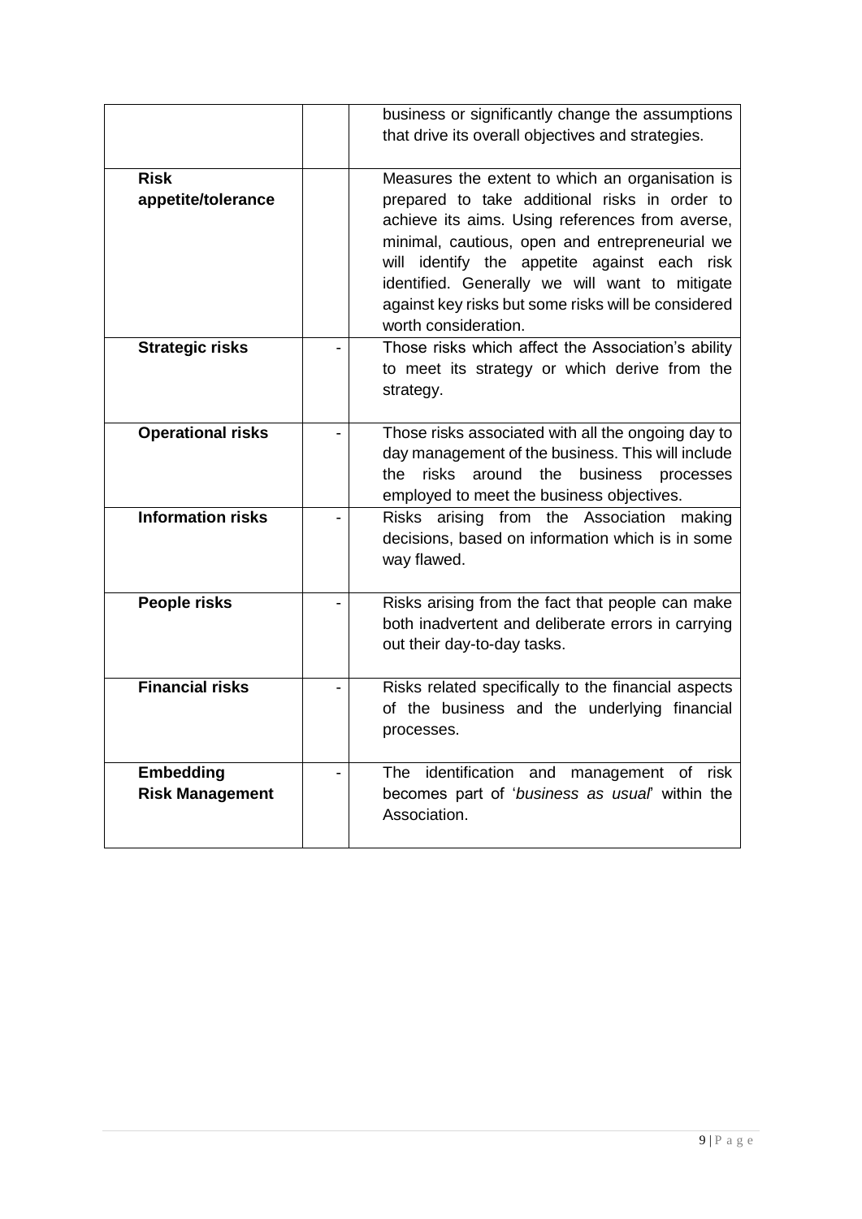| | | |
|---|---|---|
| | | business or significantly change the assumptions that drive its overall objectives and strategies. |
| **Risk appetite/tolerance** | | Measures the extent to which an organisation is prepared to take additional risks in order to achieve its aims. Using references from averse, minimal, cautious, open and entrepreneurial we will identify the appetite against each risk identified. Generally we will want to mitigate against key risks but some risks will be considered worth consideration. |
| **Strategic risks** | - | Those risks which affect the Association's ability to meet its strategy or which derive from the strategy. |
| **Operational risks** | - | Those risks associated with all the ongoing day to day management of the business. This will include the risks around the business processes employed to meet the business objectives. |
| **Information risks** | - | Risks arising from the Association making decisions, based on information which is in some way flawed. |
| **People risks** | - | Risks arising from the fact that people can make both inadvertent and deliberate errors in carrying out their day-to-day tasks. |
| **Financial risks** | - | Risks related specifically to the financial aspects of the business and the underlying financial processes. |
| **Embedding Risk Management** | - | The identification and management of risk becomes part of '*business as usual*' within the Association. |